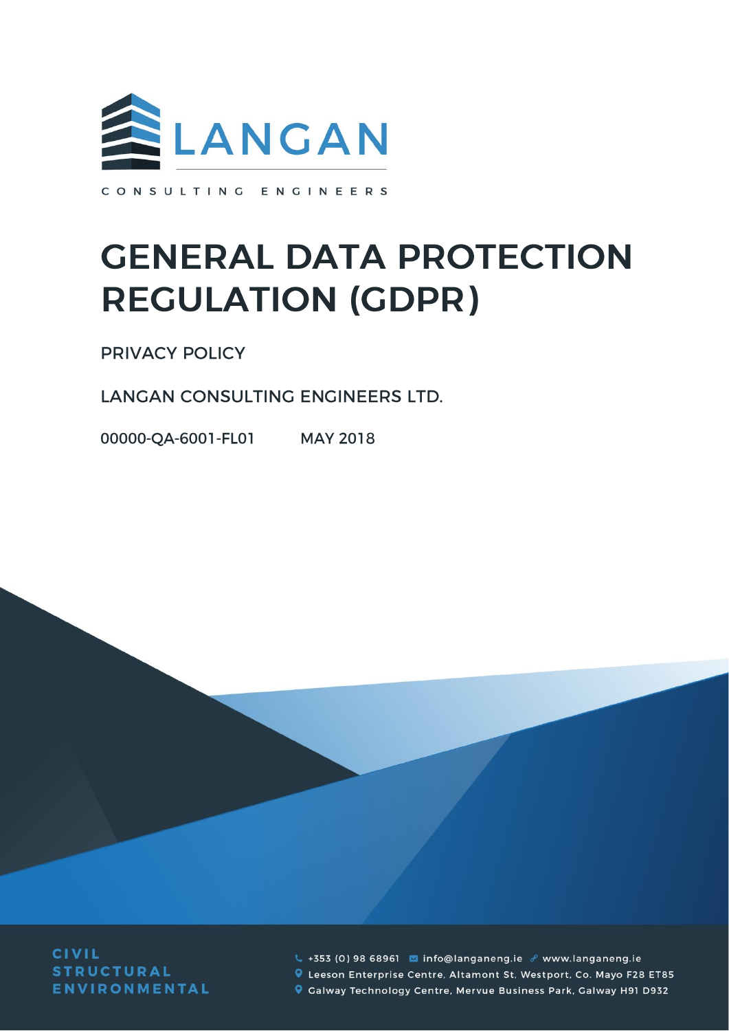LANGAN

CONSULTING ENGINEERS

# GENERAL DATA PROTECTION REGULATION (GDPR)

PRIVACY POLICY

LANGAN CONSULTING ENGINEERS LTD.

00000-QA-6001-FL01 MAY 2018

CIVIL
STRUCTURAL
ENVIRONMENTAL

+353 (0) 98 68961 info@langaneng.ie www.langaneng.ie

Leeson Enterprise Centre, Altamont St, Westport, Co. Mayo F28 ET85

Galway Technology Centre, Mervue Business Park, Galway H91 D932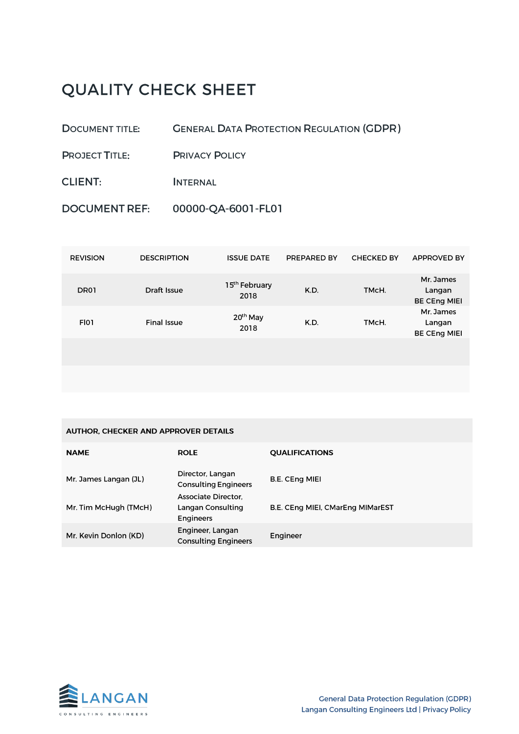# QUALITY CHECK SHEET

| | |
|---|---|
| DOCUMENT TITLE: | GENERAL DATA PROTECTION REGULATION (GDPR) |
| PROJECT TITLE: | PRIVACY POLICY |
| CLIENT: | INTERNAL |
| DOCUMENT REF: | 00000-QA-6001-FL01 |

| REVISION | DESCRIPTION | ISSUE DATE | PREPARED BY | CHECKED BY | APPROVED BY |
|---|---|---|---|---|---|
| DR01 | Draft Issue | 15th February 2018 | K.D. | TMcH. | Mr. James Langan BE CEng MIEI |
| FI01 | Final Issue | 20th May 2018 | K.D. | TMcH. | Mr. James Langan BE CEng MIEI |
| | | | | | |
| | | | | | |

| AUTHOR, CHECKER AND APPROVER DETAILS | | |
|---|---|---|
| **NAME** | **ROLE** | **QUALIFICATIONS** |
| Mr. James Langan (JL) | Director, Langan Consulting Engineers | B.E. CEng MIEI |
| Mr. Tim McHugh (TMcH) | Associate Director, Langan Consulting Engineers | B.E. CEng MIEI, CMarEng MIMarEST |
| Mr. Kevin Donlon (KD) | Engineer, Langan Consulting Engineers | Engineer |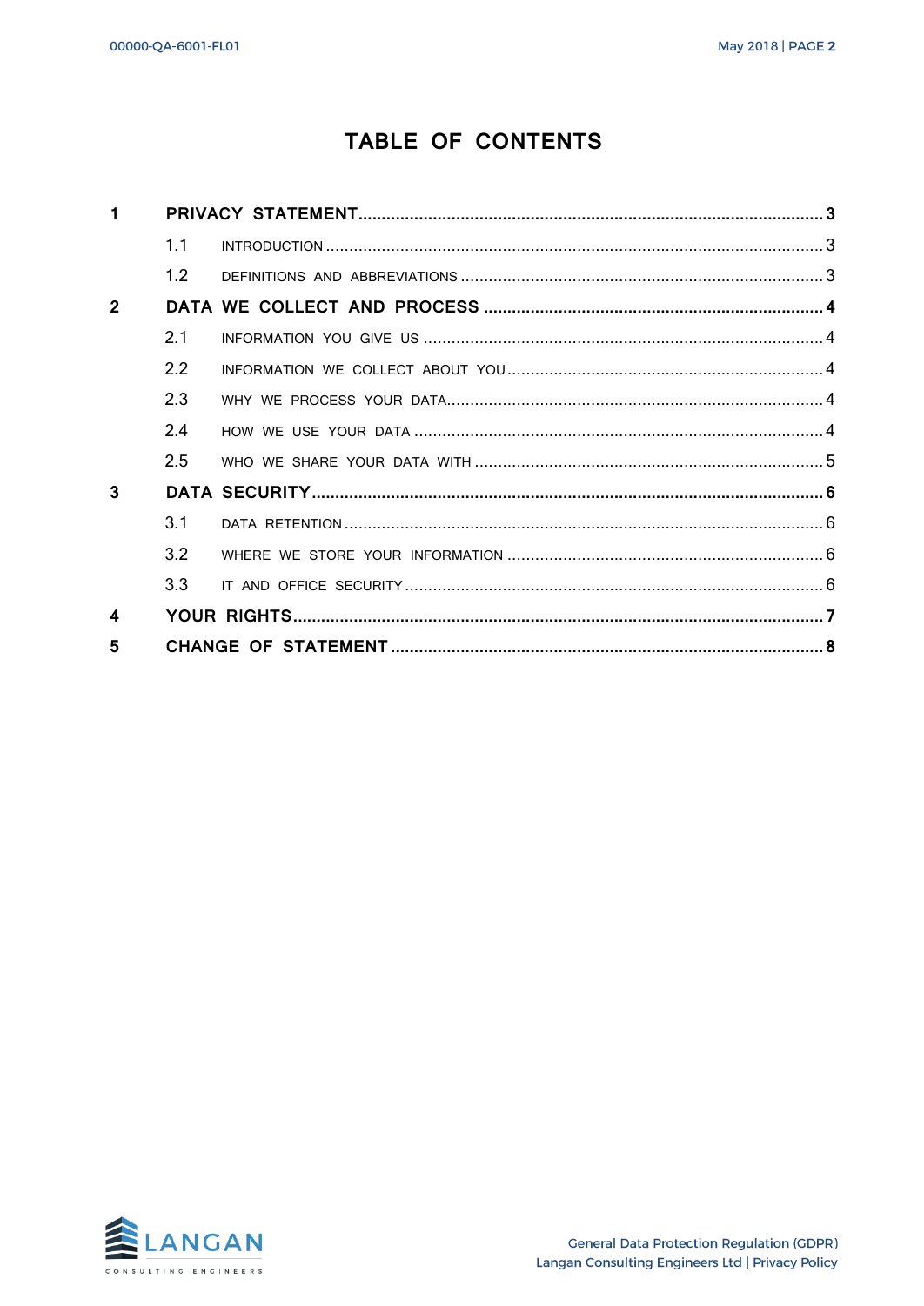# TABLE OF CONTENTS

| | | |
|---|---|---|
| **1** | **PRIVACY STATEMENT** | **3** |
| 1.1 | INTRODUCTION | 3 |
| 1.2 | DEFINITIONS AND ABBREVIATIONS | 3 |
| **2** | **DATA WE COLLECT AND PROCESS** | **4** |
| 2.1 | INFORMATION YOU GIVE US | 4 |
| 2.2 | INFORMATION WE COLLECT ABOUT YOU | 4 |
| 2.3 | WHY WE PROCESS YOUR DATA | 4 |
| 2.4 | HOW WE USE YOUR DATA | 4 |
| 2.5 | WHO WE SHARE YOUR DATA WITH | 5 |
| **3** | **DATA SECURITY** | **6** |
| 3.1 | DATA RETENTION | 6 |
| 3.2 | WHERE WE STORE YOUR INFORMATION | 6 |
| 3.3 | IT AND OFFICE SECURITY | 6 |
| **4** | **YOUR RIGHTS** | **7** |
| **5** | **CHANGE OF STATEMENT** | **8** |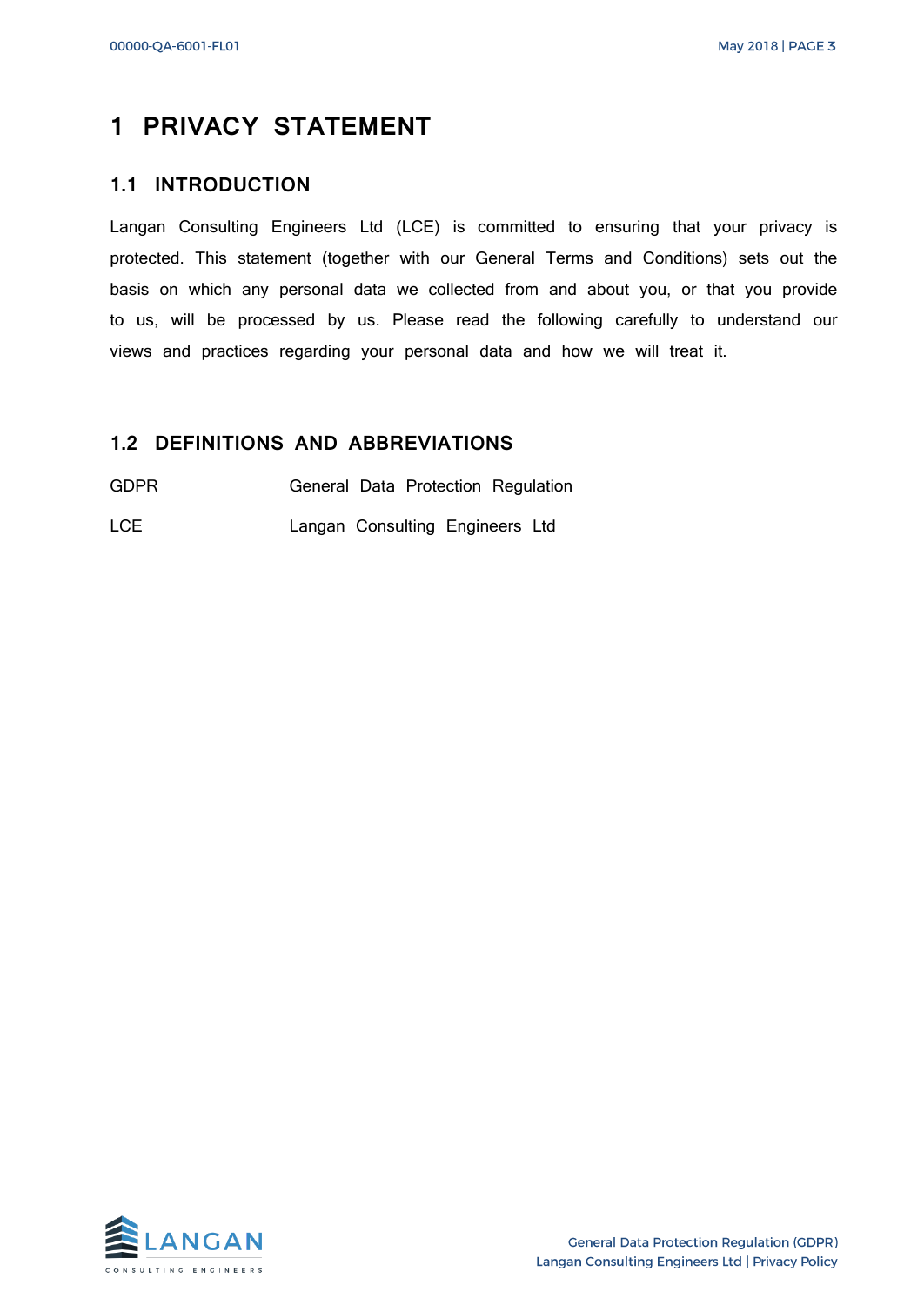# 1 PRIVACY STATEMENT

## 1.1 INTRODUCTION

Langan Consulting Engineers Ltd (LCE) is committed to ensuring that your privacy is protected. This statement (together with our General Terms and Conditions) sets out the basis on which any personal data we collected from and about you, or that you provide to us, will be processed by us. Please read the following carefully to understand our views and practices regarding your personal data and how we will treat it.

## 1.2 DEFINITIONS AND ABBREVIATIONS

| | |
|---|---|
| GDPR | General Data Protection Regulation |
| LCE | Langan Consulting Engineers Ltd |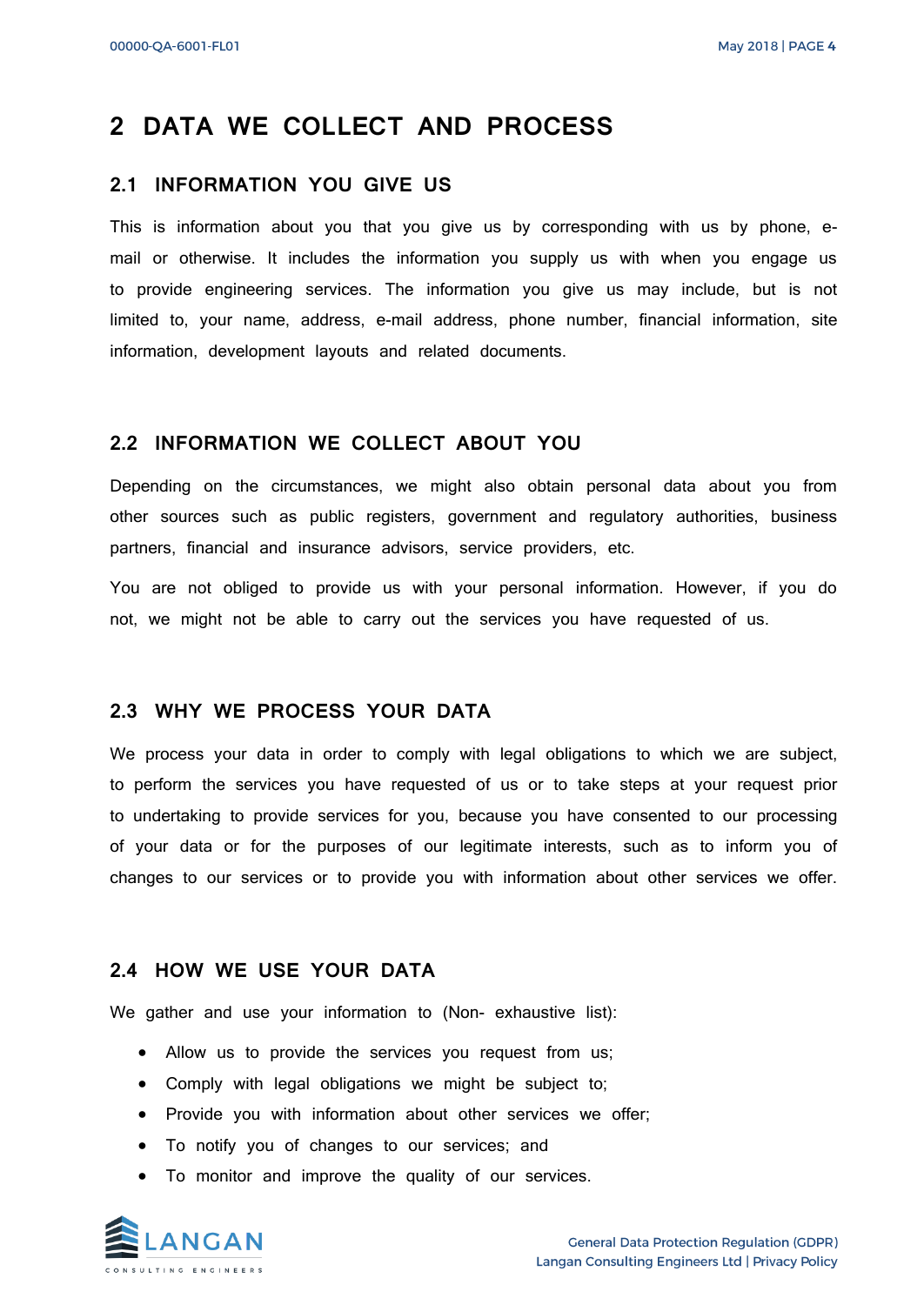# 2 DATA WE COLLECT AND PROCESS

## 2.1 INFORMATION YOU GIVE US

This is information about you that you give us by corresponding with us by phone, e-mail or otherwise. It includes the information you supply us with when you engage us to provide engineering services. The information you give us may include, but is not limited to, your name, address, e-mail address, phone number, financial information, site information, development layouts and related documents.

## 2.2 INFORMATION WE COLLECT ABOUT YOU

Depending on the circumstances, we might also obtain personal data about you from other sources such as public registers, government and regulatory authorities, business partners, financial and insurance advisors, service providers, etc.

You are not obliged to provide us with your personal information. However, if you do not, we might not be able to carry out the services you have requested of us.

## 2.3 WHY WE PROCESS YOUR DATA

We process your data in order to comply with legal obligations to which we are subject, to perform the services you have requested of us or to take steps at your request prior to undertaking to provide services for you, because you have consented to our processing of your data or for the purposes of our legitimate interests, such as to inform you of changes to our services or to provide you with information about other services we offer.

## 2.4 HOW WE USE YOUR DATA

We gather and use your information to (Non- exhaustive list):

- Allow us to provide the services you request from us;
- Comply with legal obligations we might be subject to;
- Provide you with information about other services we offer;
- To notify you of changes to our services; and
- To monitor and improve the quality of our services.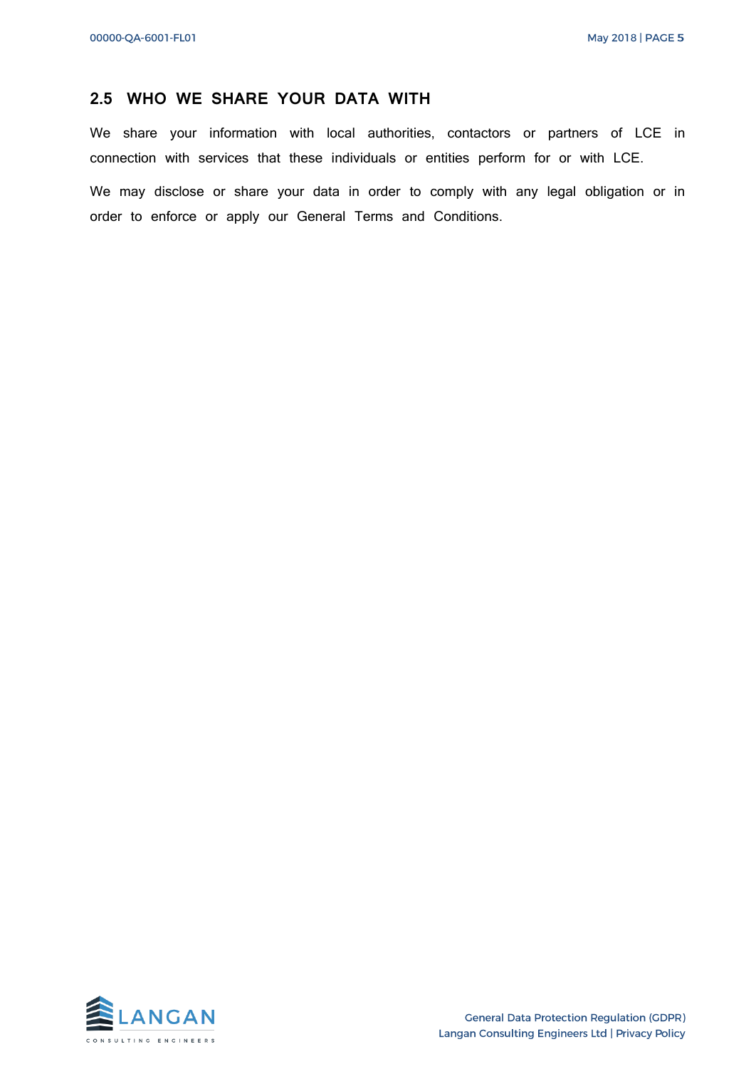## 2.5 WHO WE SHARE YOUR DATA WITH

We share your information with local authorities, contactors or partners of LCE in connection with services that these individuals or entities perform for or with LCE.

We may disclose or share your data in order to comply with any legal obligation or in order to enforce or apply our General Terms and Conditions.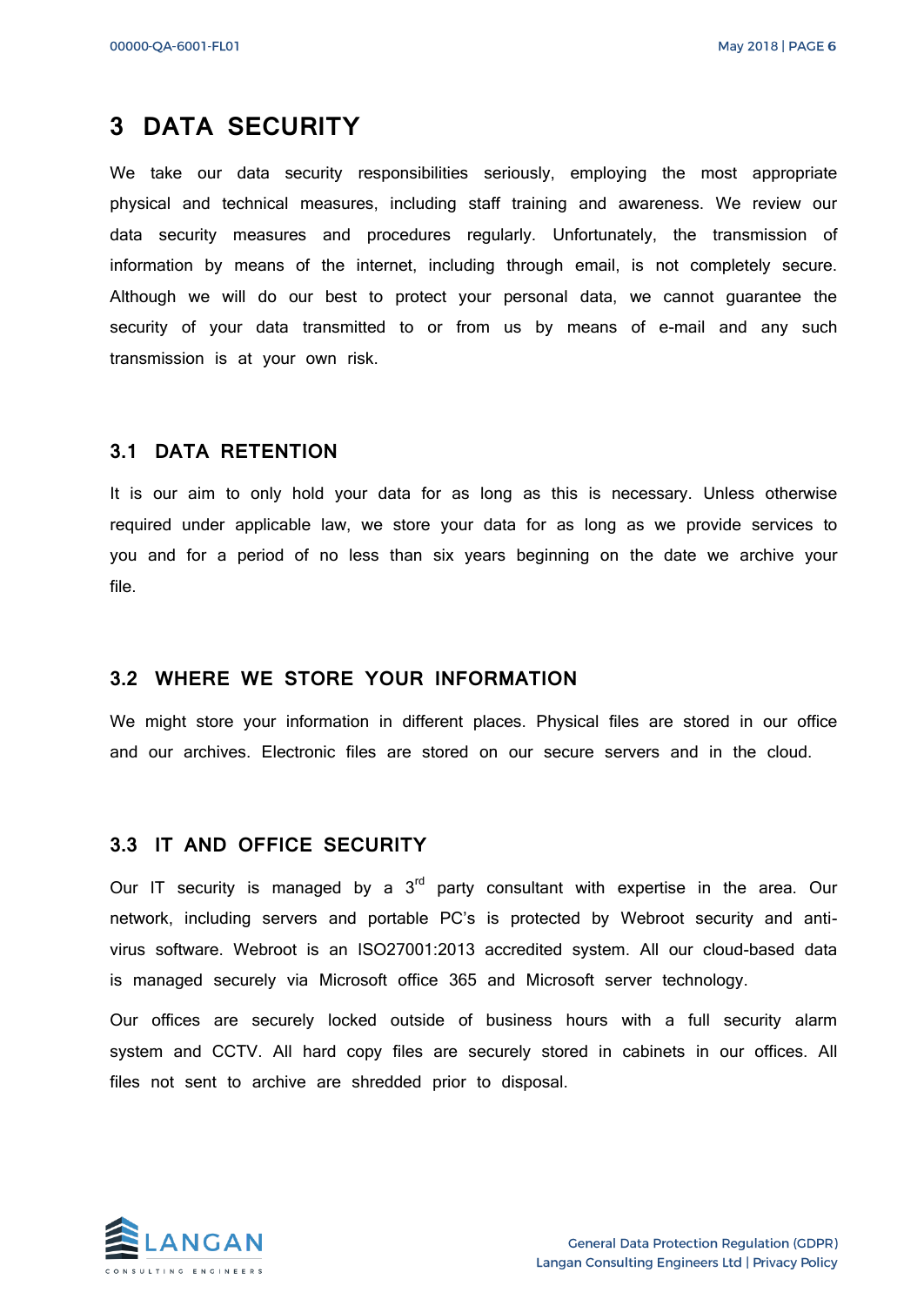# 3 DATA SECURITY

We take our data security responsibilities seriously, employing the most appropriate physical and technical measures, including staff training and awareness. We review our data security measures and procedures regularly. Unfortunately, the transmission of information by means of the internet, including through email, is not completely secure. Although we will do our best to protect your personal data, we cannot guarantee the security of your data transmitted to or from us by means of e-mail and any such transmission is at your own risk.

## 3.1 DATA RETENTION

It is our aim to only hold your data for as long as this is necessary. Unless otherwise required under applicable law, we store your data for as long as we provide services to you and for a period of no less than six years beginning on the date we archive your file.

## 3.2 WHERE WE STORE YOUR INFORMATION

We might store your information in different places. Physical files are stored in our office and our archives. Electronic files are stored on our secure servers and in the cloud.

## 3.3 IT AND OFFICE SECURITY

Our IT security is managed by a 3rd party consultant with expertise in the area. Our network, including servers and portable PC's is protected by Webroot security and anti-virus software. Webroot is an ISO27001:2013 accredited system. All our cloud-based data is managed securely via Microsoft office 365 and Microsoft server technology.

Our offices are securely locked outside of business hours with a full security alarm system and CCTV. All hard copy files are securely stored in cabinets in our offices. All files not sent to archive are shredded prior to disposal.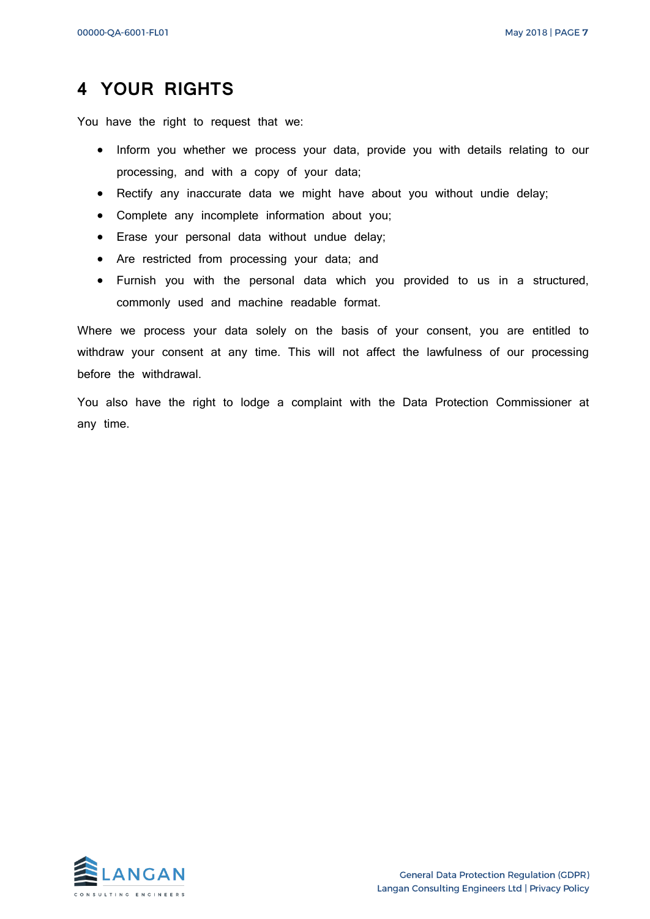# 4 YOUR RIGHTS

You have the right to request that we:

- Inform you whether we process your data, provide you with details relating to our processing, and with a copy of your data;
- Rectify any inaccurate data we might have about you without undie delay;
- Complete any incomplete information about you;
- Erase your personal data without undue delay;
- Are restricted from processing your data; and
- Furnish you with the personal data which you provided to us in a structured, commonly used and machine readable format.

Where we process your data solely on the basis of your consent, you are entitled to withdraw your consent at any time. This will not affect the lawfulness of our processing before the withdrawal.

You also have the right to lodge a complaint with the Data Protection Commissioner at any time.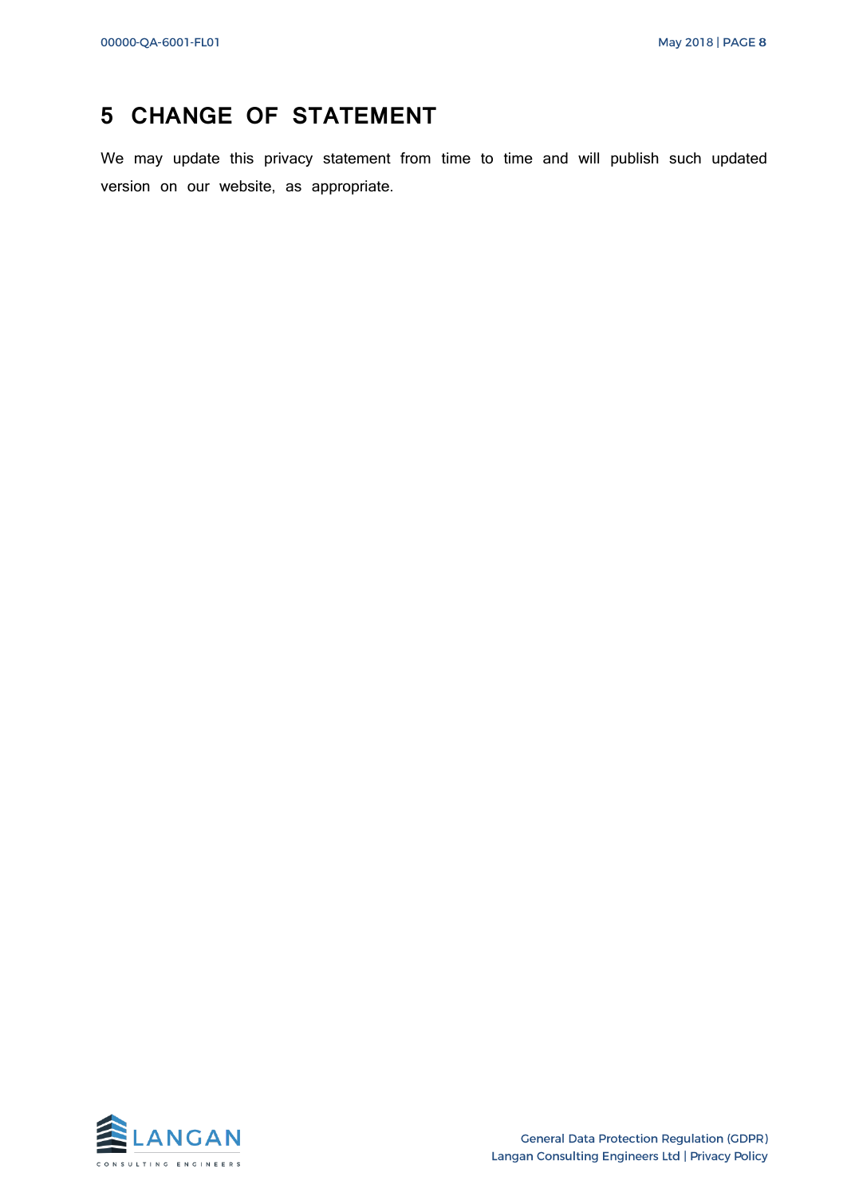# 5 CHANGE OF STATEMENT

We may update this privacy statement from time to time and will publish such updated version on our website, as appropriate.